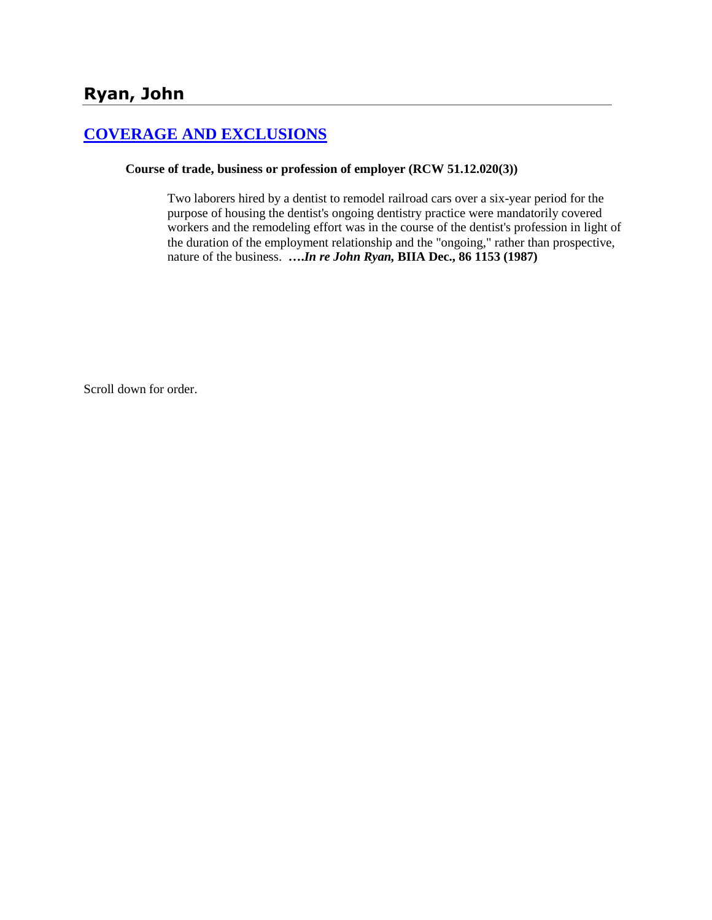# Ryan, John

## [COVERAGE AND EXCLUSIONS]

**Course of trade, business or profession of employer (RCW 51.12.020(3))**

Two laborers hired by a dentist to remodel railroad cars over a six-year period for the purpose of housing the dentist's ongoing dentistry practice were mandatorily covered workers and the remodeling effort was in the course of the dentist's profession in light of the duration of the employment relationship and the "ongoing," rather than prospective, nature of the business. **….*In re John Ryan,* BIIA Dec., 86 1153 (1987)**

Scroll down for order.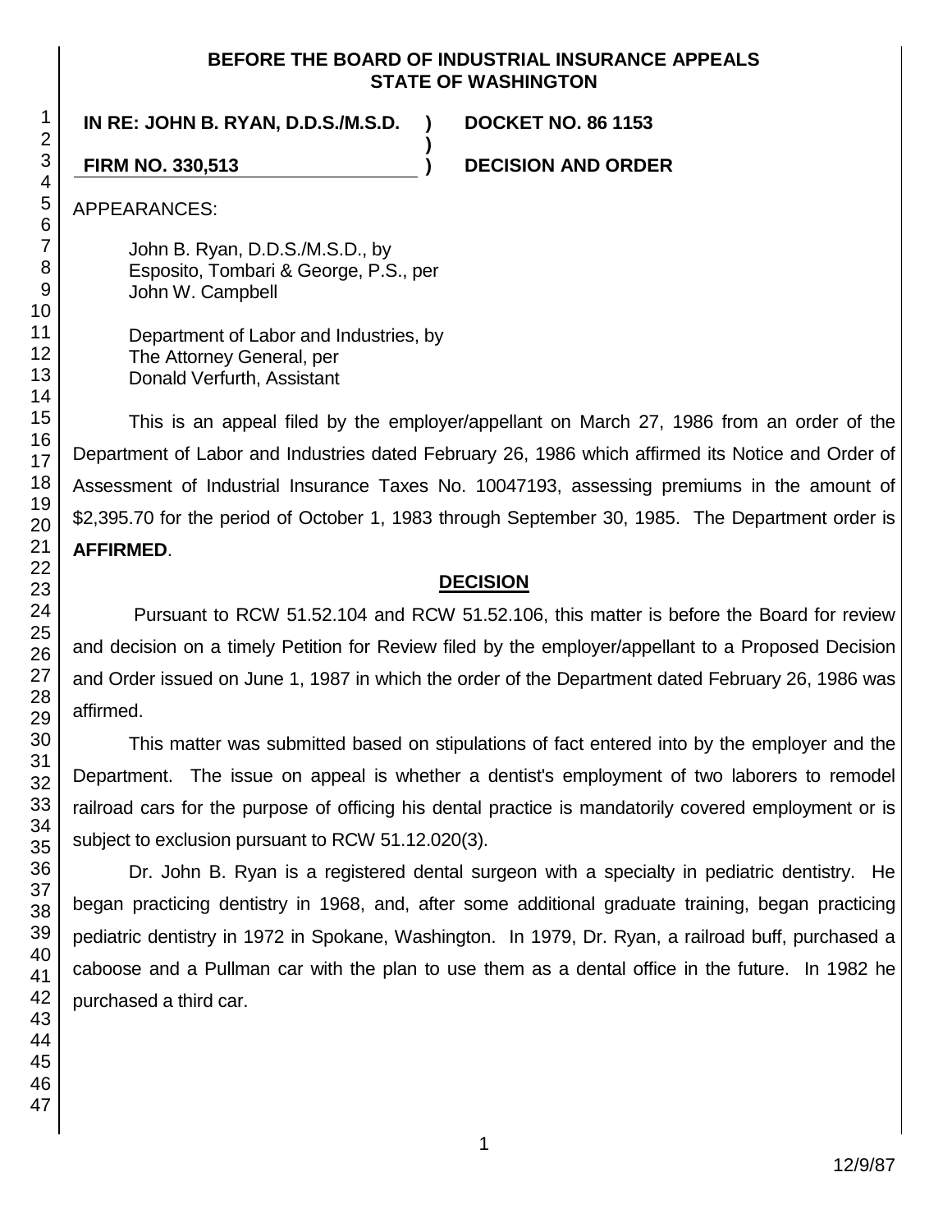**BEFORE THE BOARD OF INDUSTRIAL INSURANCE APPEALS**
**STATE OF WASHINGTON**

**IN RE: JOHN B. RYAN, D.D.S./M.S.D.** ) **DOCKET NO. 86 1153**
)
**FIRM NO. 330,513** ) **DECISION AND ORDER**

APPEARANCES:

John B. Ryan, D.D.S./M.S.D., by
Esposito, Tombari & George, P.S., per
John W. Campbell

Department of Labor and Industries, by
The Attorney General, per
Donald Verfurth, Assistant

This is an appeal filed by the employer/appellant on March 27, 1986 from an order of the Department of Labor and Industries dated February 26, 1986 which affirmed its Notice and Order of Assessment of Industrial Insurance Taxes No. 10047193, assessing premiums in the amount of $2,395.70 for the period of October 1, 1983 through September 30, 1985. The Department order is **AFFIRMED**.

## DECISION

Pursuant to RCW 51.52.104 and RCW 51.52.106, this matter is before the Board for review and decision on a timely Petition for Review filed by the employer/appellant to a Proposed Decision and Order issued on June 1, 1987 in which the order of the Department dated February 26, 1986 was affirmed.

This matter was submitted based on stipulations of fact entered into by the employer and the Department. The issue on appeal is whether a dentist's employment of two laborers to remodel railroad cars for the purpose of officing his dental practice is mandatorily covered employment or is subject to exclusion pursuant to RCW 51.12.020(3).

Dr. John B. Ryan is a registered dental surgeon with a specialty in pediatric dentistry. He began practicing dentistry in 1968, and, after some additional graduate training, began practicing pediatric dentistry in 1972 in Spokane, Washington. In 1979, Dr. Ryan, a railroad buff, purchased a caboose and a Pullman car with the plan to use them as a dental office in the future. In 1982 he purchased a third car.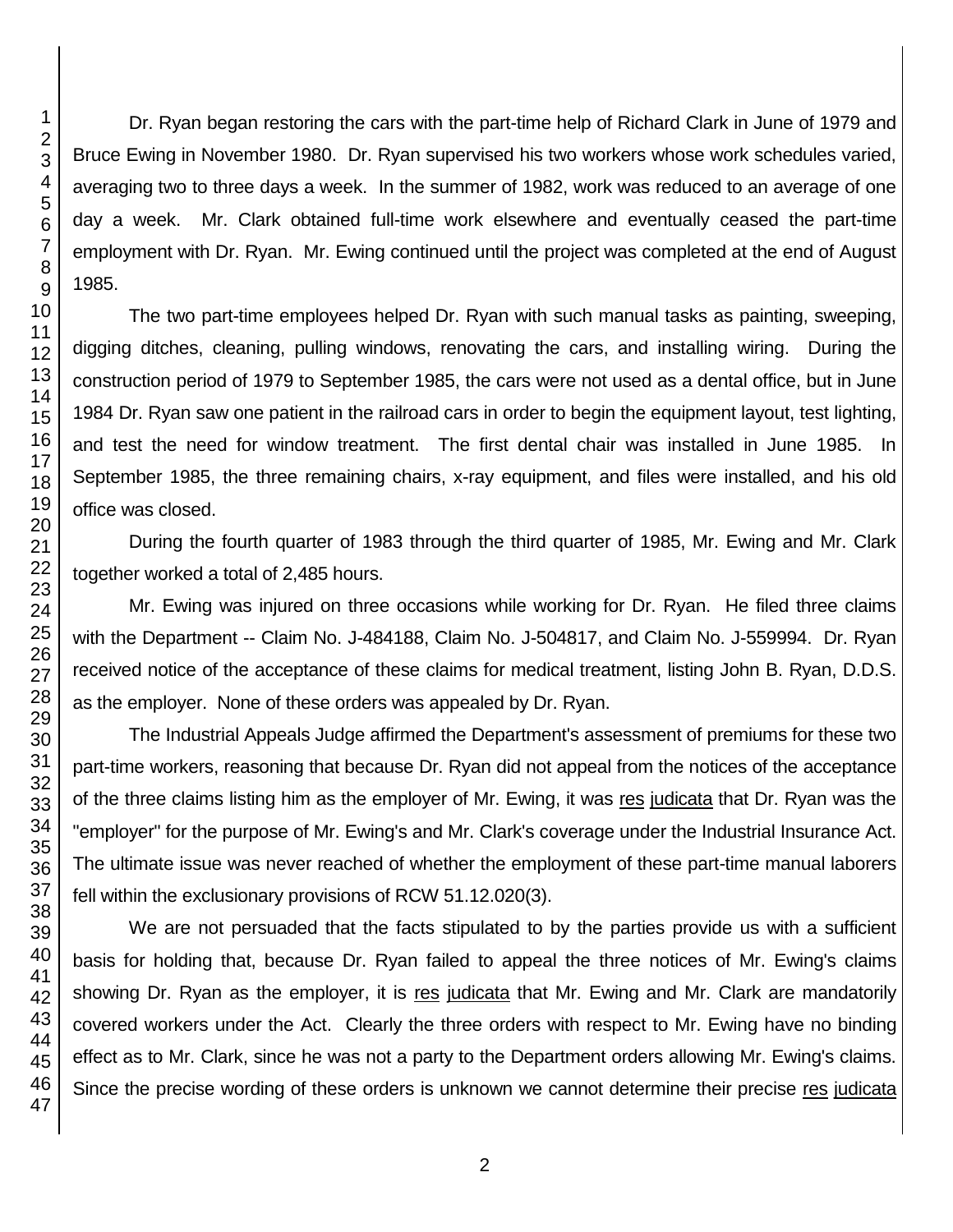Dr. Ryan began restoring the cars with the part-time help of Richard Clark in June of 1979 and Bruce Ewing in November 1980. Dr. Ryan supervised his two workers whose work schedules varied, averaging two to three days a week. In the summer of 1982, work was reduced to an average of one day a week. Mr. Clark obtained full-time work elsewhere and eventually ceased the part-time employment with Dr. Ryan. Mr. Ewing continued until the project was completed at the end of August 1985.

The two part-time employees helped Dr. Ryan with such manual tasks as painting, sweeping, digging ditches, cleaning, pulling windows, renovating the cars, and installing wiring. During the construction period of 1979 to September 1985, the cars were not used as a dental office, but in June 1984 Dr. Ryan saw one patient in the railroad cars in order to begin the equipment layout, test lighting, and test the need for window treatment. The first dental chair was installed in June 1985. In September 1985, the three remaining chairs, x-ray equipment, and files were installed, and his old office was closed.

During the fourth quarter of 1983 through the third quarter of 1985, Mr. Ewing and Mr. Clark together worked a total of 2,485 hours.

Mr. Ewing was injured on three occasions while working for Dr. Ryan. He filed three claims with the Department -- Claim No. J-484188, Claim No. J-504817, and Claim No. J-559994. Dr. Ryan received notice of the acceptance of these claims for medical treatment, listing John B. Ryan, D.D.S. as the employer. None of these orders was appealed by Dr. Ryan.

The Industrial Appeals Judge affirmed the Department's assessment of premiums for these two part-time workers, reasoning that because Dr. Ryan did not appeal from the notices of the acceptance of the three claims listing him as the employer of Mr. Ewing, it was res judicata that Dr. Ryan was the "employer" for the purpose of Mr. Ewing's and Mr. Clark's coverage under the Industrial Insurance Act. The ultimate issue was never reached of whether the employment of these part-time manual laborers fell within the exclusionary provisions of RCW 51.12.020(3).

We are not persuaded that the facts stipulated to by the parties provide us with a sufficient basis for holding that, because Dr. Ryan failed to appeal the three notices of Mr. Ewing's claims showing Dr. Ryan as the employer, it is res judicata that Mr. Ewing and Mr. Clark are mandatorily covered workers under the Act. Clearly the three orders with respect to Mr. Ewing have no binding effect as to Mr. Clark, since he was not a party to the Department orders allowing Mr. Ewing's claims. Since the precise wording of these orders is unknown we cannot determine their precise res judicata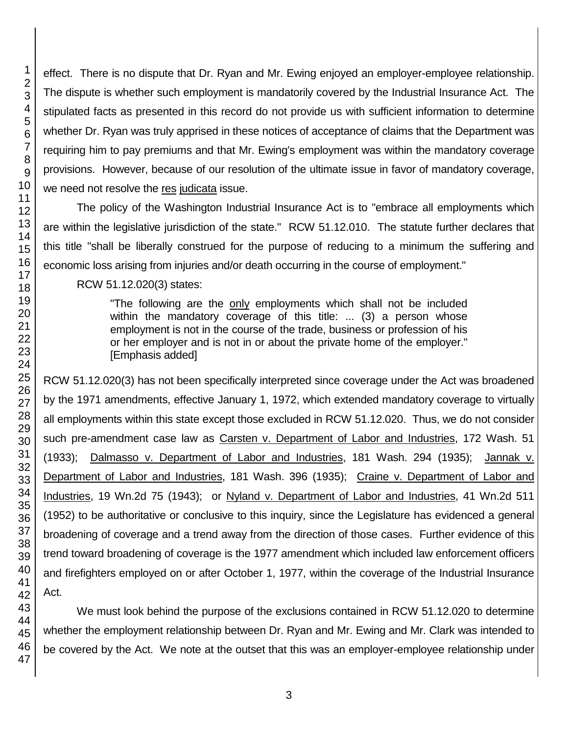effect. There is no dispute that Dr. Ryan and Mr. Ewing enjoyed an employer-employee relationship. The dispute is whether such employment is mandatorily covered by the Industrial Insurance Act. The stipulated facts as presented in this record do not provide us with sufficient information to determine whether Dr. Ryan was truly apprised in these notices of acceptance of claims that the Department was requiring him to pay premiums and that Mr. Ewing's employment was within the mandatory coverage provisions. However, because of our resolution of the ultimate issue in favor of mandatory coverage, we need not resolve the res judicata issue.

The policy of the Washington Industrial Insurance Act is to "embrace all employments which are within the legislative jurisdiction of the state." RCW 51.12.010. The statute further declares that this title "shall be liberally construed for the purpose of reducing to a minimum the suffering and economic loss arising from injuries and/or death occurring in the course of employment."

RCW 51.12.020(3) states:

> "The following are the only employments which shall not be included within the mandatory coverage of this title: ... (3) a person whose employment is not in the course of the trade, business or profession of his or her employer and is not in or about the private home of the employer." [Emphasis added]

RCW 51.12.020(3) has not been specifically interpreted since coverage under the Act was broadened by the 1971 amendments, effective January 1, 1972, which extended mandatory coverage to virtually all employments within this state except those excluded in RCW 51.12.020. Thus, we do not consider such pre-amendment case law as Carsten v. Department of Labor and Industries, 172 Wash. 51 (1933); Dalmasso v. Department of Labor and Industries, 181 Wash. 294 (1935); Jannak v. Department of Labor and Industries, 181 Wash. 396 (1935); Craine v. Department of Labor and Industries, 19 Wn.2d 75 (1943); or Nyland v. Department of Labor and Industries, 41 Wn.2d 511 (1952) to be authoritative or conclusive to this inquiry, since the Legislature has evidenced a general broadening of coverage and a trend away from the direction of those cases. Further evidence of this trend toward broadening of coverage is the 1977 amendment which included law enforcement officers and firefighters employed on or after October 1, 1977, within the coverage of the Industrial Insurance Act.

We must look behind the purpose of the exclusions contained in RCW 51.12.020 to determine whether the employment relationship between Dr. Ryan and Mr. Ewing and Mr. Clark was intended to be covered by the Act. We note at the outset that this was an employer-employee relationship under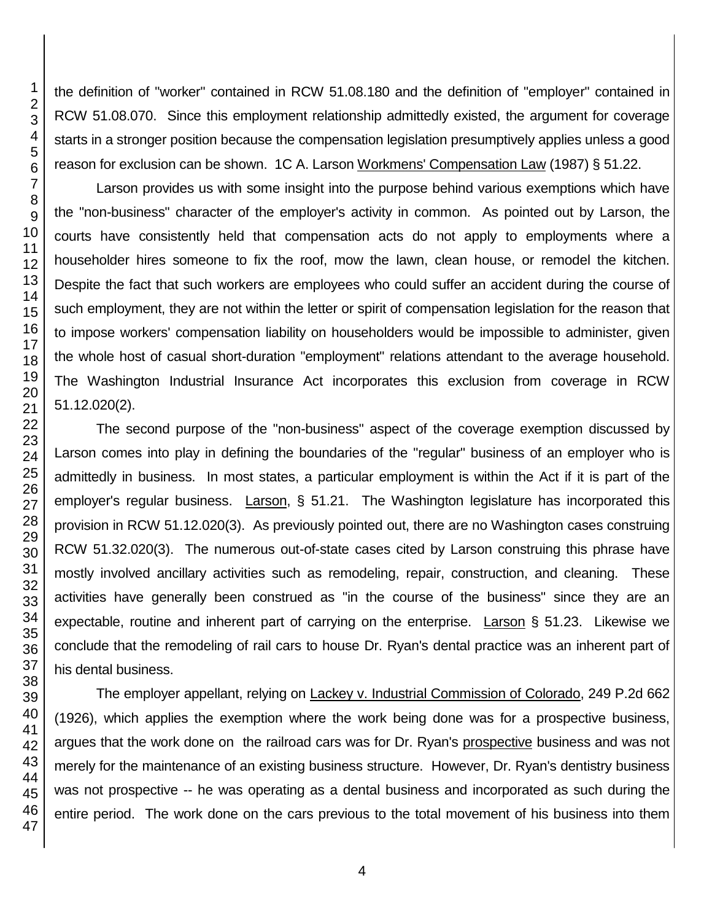the definition of "worker" contained in RCW 51.08.180 and the definition of "employer" contained in RCW 51.08.070. Since this employment relationship admittedly existed, the argument for coverage starts in a stronger position because the compensation legislation presumptively applies unless a good reason for exclusion can be shown. 1C A. Larson Workmens' Compensation Law (1987) § 51.22.

Larson provides us with some insight into the purpose behind various exemptions which have the "non-business" character of the employer's activity in common. As pointed out by Larson, the courts have consistently held that compensation acts do not apply to employments where a householder hires someone to fix the roof, mow the lawn, clean house, or remodel the kitchen. Despite the fact that such workers are employees who could suffer an accident during the course of such employment, they are not within the letter or spirit of compensation legislation for the reason that to impose workers' compensation liability on householders would be impossible to administer, given the whole host of casual short-duration "employment" relations attendant to the average household. The Washington Industrial Insurance Act incorporates this exclusion from coverage in RCW 51.12.020(2).

The second purpose of the "non-business" aspect of the coverage exemption discussed by Larson comes into play in defining the boundaries of the "regular" business of an employer who is admittedly in business. In most states, a particular employment is within the Act if it is part of the employer's regular business. Larson, § 51.21. The Washington legislature has incorporated this provision in RCW 51.12.020(3). As previously pointed out, there are no Washington cases construing RCW 51.32.020(3). The numerous out-of-state cases cited by Larson construing this phrase have mostly involved ancillary activities such as remodeling, repair, construction, and cleaning. These activities have generally been construed as "in the course of the business" since they are an expectable, routine and inherent part of carrying on the enterprise. Larson § 51.23. Likewise we conclude that the remodeling of rail cars to house Dr. Ryan's dental practice was an inherent part of his dental business.

The employer appellant, relying on Lackey v. Industrial Commission of Colorado, 249 P.2d 662 (1926), which applies the exemption where the work being done was for a prospective business, argues that the work done on the railroad cars was for Dr. Ryan's prospective business and was not merely for the maintenance of an existing business structure. However, Dr. Ryan's dentistry business was not prospective -- he was operating as a dental business and incorporated as such during the entire period. The work done on the cars previous to the total movement of his business into them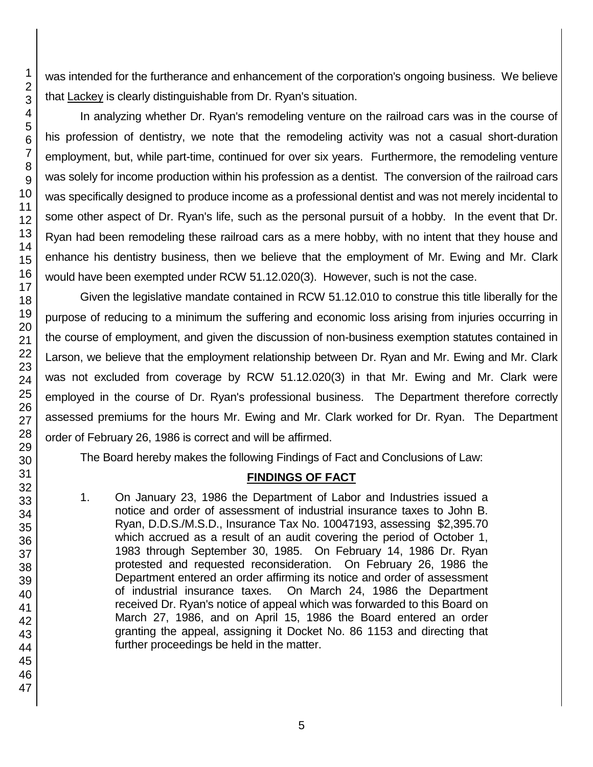was intended for the furtherance and enhancement of the corporation's ongoing business. We believe that Lackey is clearly distinguishable from Dr. Ryan's situation.

In analyzing whether Dr. Ryan's remodeling venture on the railroad cars was in the course of his profession of dentistry, we note that the remodeling activity was not a casual short-duration employment, but, while part-time, continued for over six years. Furthermore, the remodeling venture was solely for income production within his profession as a dentist. The conversion of the railroad cars was specifically designed to produce income as a professional dentist and was not merely incidental to some other aspect of Dr. Ryan's life, such as the personal pursuit of a hobby. In the event that Dr. Ryan had been remodeling these railroad cars as a mere hobby, with no intent that they house and enhance his dentistry business, then we believe that the employment of Mr. Ewing and Mr. Clark would have been exempted under RCW 51.12.020(3). However, such is not the case.

Given the legislative mandate contained in RCW 51.12.010 to construe this title liberally for the purpose of reducing to a minimum the suffering and economic loss arising from injuries occurring in the course of employment, and given the discussion of non-business exemption statutes contained in Larson, we believe that the employment relationship between Dr. Ryan and Mr. Ewing and Mr. Clark was not excluded from coverage by RCW 51.12.020(3) in that Mr. Ewing and Mr. Clark were employed in the course of Dr. Ryan's professional business. The Department therefore correctly assessed premiums for the hours Mr. Ewing and Mr. Clark worked for Dr. Ryan. The Department order of February 26, 1986 is correct and will be affirmed.

The Board hereby makes the following Findings of Fact and Conclusions of Law:

## FINDINGS OF FACT

1. On January 23, 1986 the Department of Labor and Industries issued a notice and order of assessment of industrial insurance taxes to John B. Ryan, D.D.S./M.S.D., Insurance Tax No. 10047193, assessing $2,395.70 which accrued as a result of an audit covering the period of October 1, 1983 through September 30, 1985. On February 14, 1986 Dr. Ryan protested and requested reconsideration. On February 26, 1986 the Department entered an order affirming its notice and order of assessment of industrial insurance taxes. On March 24, 1986 the Department received Dr. Ryan's notice of appeal which was forwarded to this Board on March 27, 1986, and on April 15, 1986 the Board entered an order granting the appeal, assigning it Docket No. 86 1153 and directing that further proceedings be held in the matter.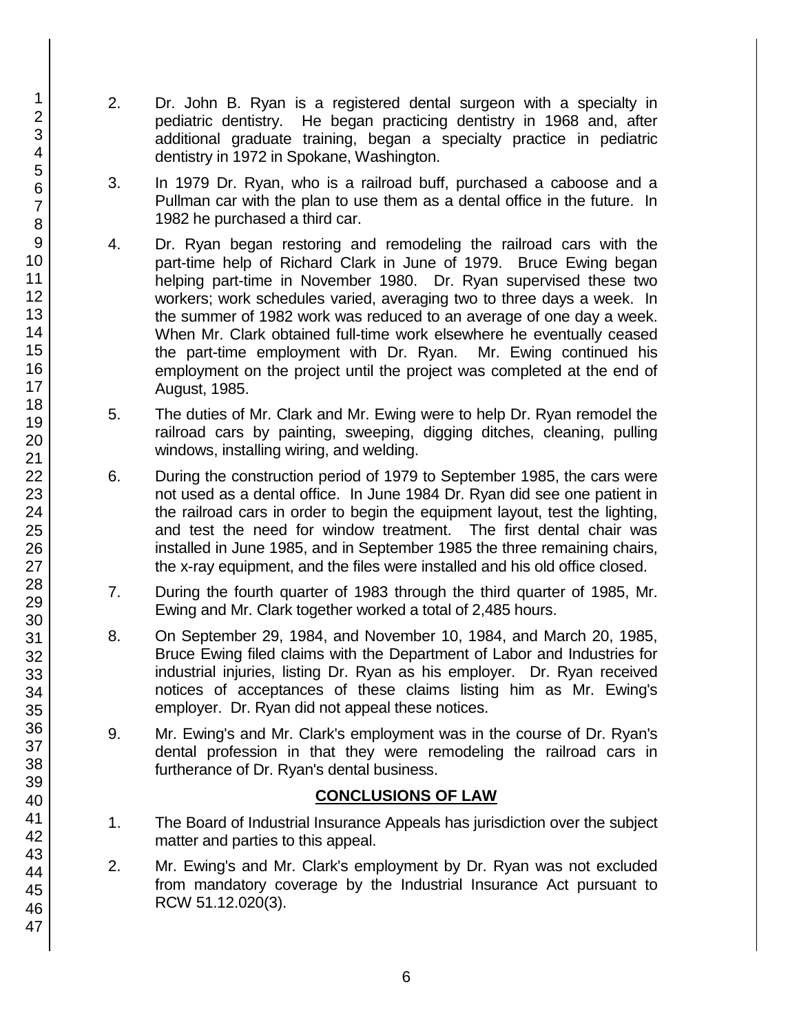2. Dr. John B. Ryan is a registered dental surgeon with a specialty in pediatric dentistry. He began practicing dentistry in 1968 and, after additional graduate training, began a specialty practice in pediatric dentistry in 1972 in Spokane, Washington.

3. In 1979 Dr. Ryan, who is a railroad buff, purchased a caboose and a Pullman car with the plan to use them as a dental office in the future. In 1982 he purchased a third car.

4. Dr. Ryan began restoring and remodeling the railroad cars with the part-time help of Richard Clark in June of 1979. Bruce Ewing began helping part-time in November 1980. Dr. Ryan supervised these two workers; work schedules varied, averaging two to three days a week. In the summer of 1982 work was reduced to an average of one day a week. When Mr. Clark obtained full-time work elsewhere he eventually ceased the part-time employment with Dr. Ryan. Mr. Ewing continued his employment on the project until the project was completed at the end of August, 1985.

5. The duties of Mr. Clark and Mr. Ewing were to help Dr. Ryan remodel the railroad cars by painting, sweeping, digging ditches, cleaning, pulling windows, installing wiring, and welding.

6. During the construction period of 1979 to September 1985, the cars were not used as a dental office. In June 1984 Dr. Ryan did see one patient in the railroad cars in order to begin the equipment layout, test the lighting, and test the need for window treatment. The first dental chair was installed in June 1985, and in September 1985 the three remaining chairs, the x-ray equipment, and the files were installed and his old office closed.

7. During the fourth quarter of 1983 through the third quarter of 1985, Mr. Ewing and Mr. Clark together worked a total of 2,485 hours.

8. On September 29, 1984, and November 10, 1984, and March 20, 1985, Bruce Ewing filed claims with the Department of Labor and Industries for industrial injuries, listing Dr. Ryan as his employer. Dr. Ryan received notices of acceptances of these claims listing him as Mr. Ewing's employer. Dr. Ryan did not appeal these notices.

9. Mr. Ewing's and Mr. Clark's employment was in the course of Dr. Ryan's dental profession in that they were remodeling the railroad cars in furtherance of Dr. Ryan's dental business.

## CONCLUSIONS OF LAW

1. The Board of Industrial Insurance Appeals has jurisdiction over the subject matter and parties to this appeal.

2. Mr. Ewing's and Mr. Clark's employment by Dr. Ryan was not excluded from mandatory coverage by the Industrial Insurance Act pursuant to RCW 51.12.020(3).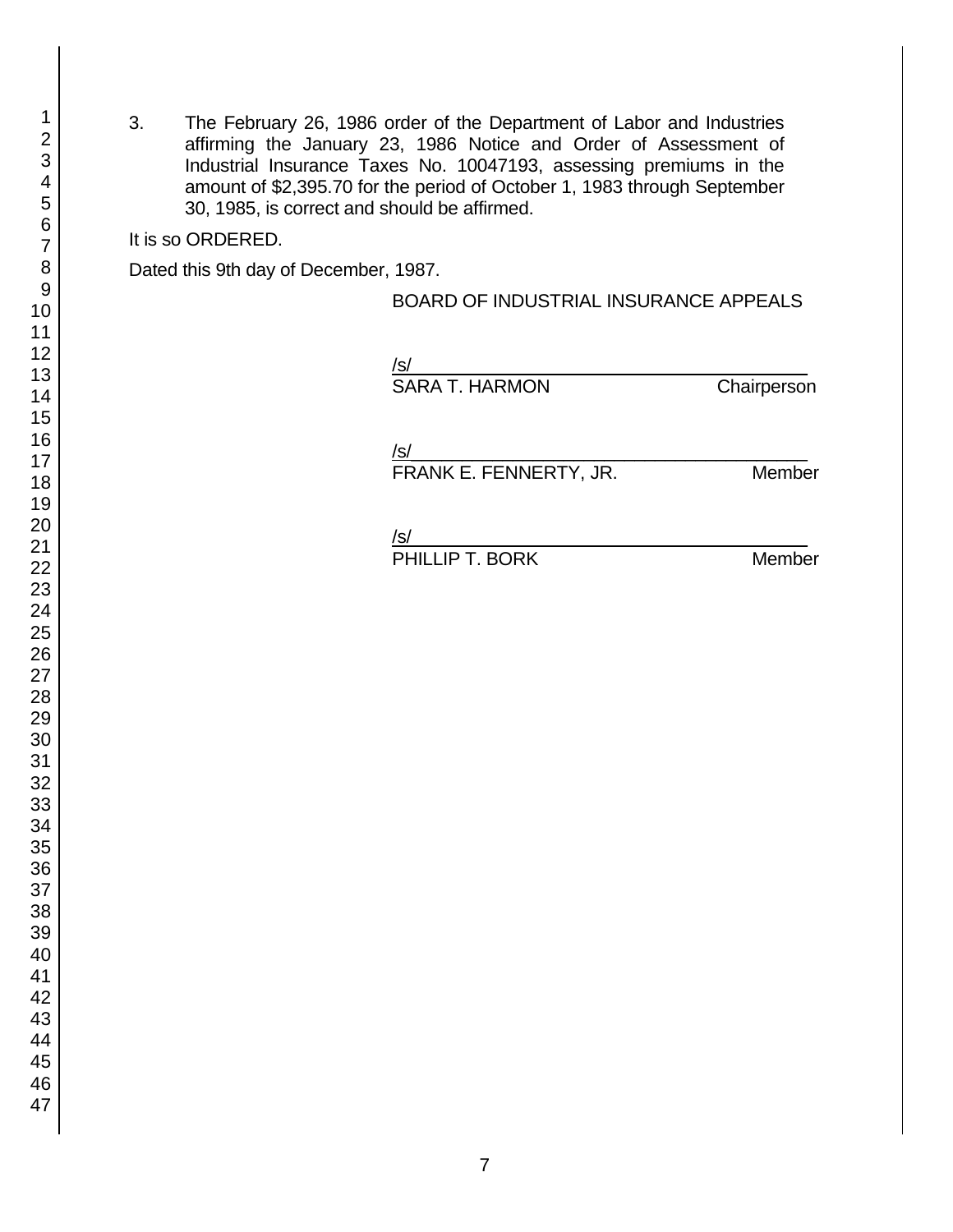3. The February 26, 1986 order of the Department of Labor and Industries affirming the January 23, 1986 Notice and Order of Assessment of Industrial Insurance Taxes No. 10047193, assessing premiums in the amount of $2,395.70 for the period of October 1, 1983 through September 30, 1985, is correct and should be affirmed.

It is so ORDERED.

Dated this 9th day of December, 1987.

BOARD OF INDUSTRIAL INSURANCE APPEALS

/s/
SARA T. HARMON Chairperson

/s/
FRANK E. FENNERTY, JR. Member

/s/
PHILLIP T. BORK Member